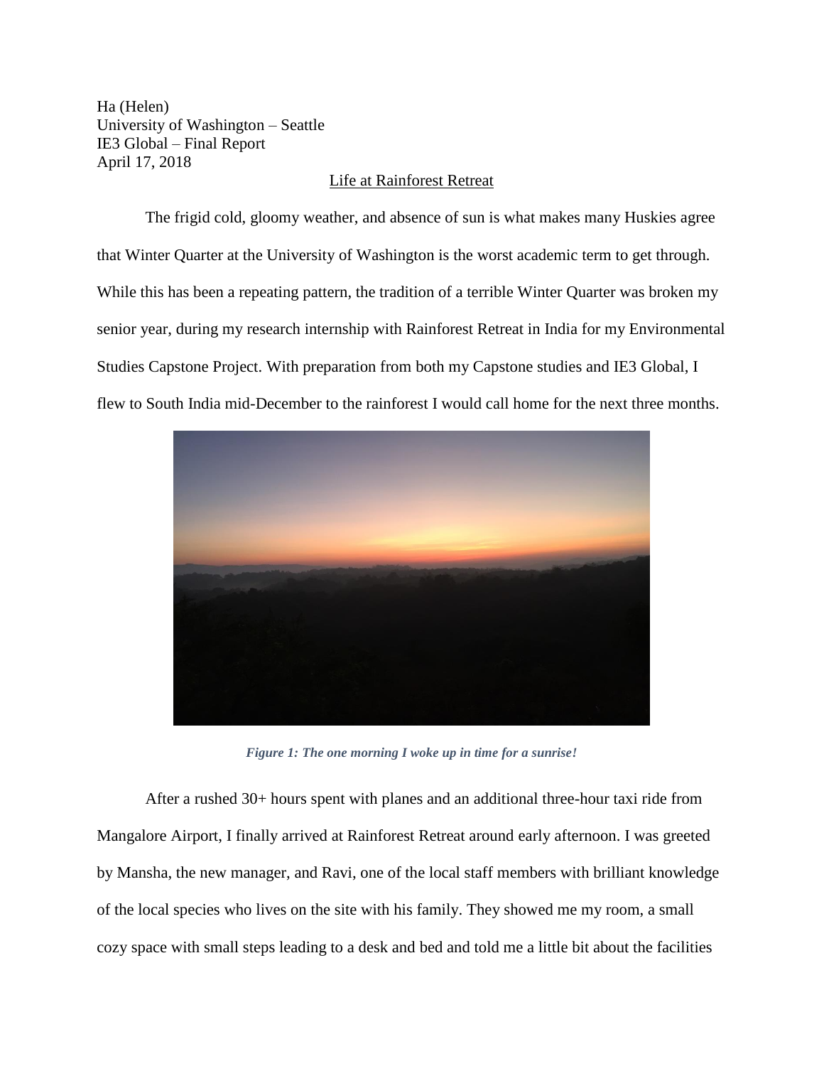Ha (Helen)
University of Washington – Seattle
IE3 Global – Final Report
April 17, 2018

## Life at Rainforest Retreat

The frigid cold, gloomy weather, and absence of sun is what makes many Huskies agree that Winter Quarter at the University of Washington is the worst academic term to get through. While this has been a repeating pattern, the tradition of a terrible Winter Quarter was broken my senior year, during my research internship with Rainforest Retreat in India for my Environmental Studies Capstone Project. With preparation from both my Capstone studies and IE3 Global, I flew to South India mid-December to the rainforest I would call home for the next three months.

***Figure 1: The one morning I woke up in time for a sunrise!***

After a rushed 30+ hours spent with planes and an additional three-hour taxi ride from Mangalore Airport, I finally arrived at Rainforest Retreat around early afternoon. I was greeted by Mansha, the new manager, and Ravi, one of the local staff members with brilliant knowledge of the local species who lives on the site with his family. They showed me my room, a small cozy space with small steps leading to a desk and bed and told me a little bit about the facilities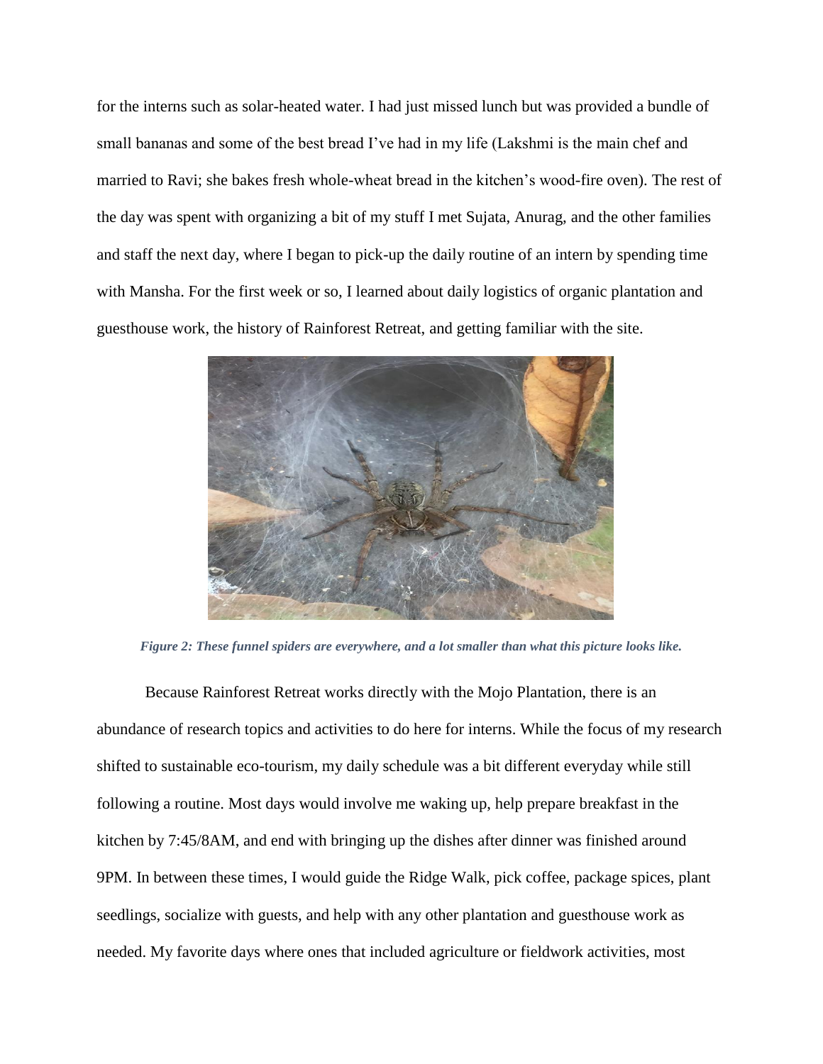for the interns such as solar-heated water. I had just missed lunch but was provided a bundle of small bananas and some of the best bread I've had in my life (Lakshmi is the main chef and married to Ravi; she bakes fresh whole-wheat bread in the kitchen's wood-fire oven). The rest of the day was spent with organizing a bit of my stuff I met Sujata, Anurag, and the other families and staff the next day, where I began to pick-up the daily routine of an intern by spending time with Mansha. For the first week or so, I learned about daily logistics of organic plantation and guesthouse work, the history of Rainforest Retreat, and getting familiar with the site.

*Figure 2: These funnel spiders are everywhere, and a lot smaller than what this picture looks like.*

Because Rainforest Retreat works directly with the Mojo Plantation, there is an abundance of research topics and activities to do here for interns. While the focus of my research shifted to sustainable eco-tourism, my daily schedule was a bit different everyday while still following a routine. Most days would involve me waking up, help prepare breakfast in the kitchen by 7:45/8AM, and end with bringing up the dishes after dinner was finished around 9PM. In between these times, I would guide the Ridge Walk, pick coffee, package spices, plant seedlings, socialize with guests, and help with any other plantation and guesthouse work as needed. My favorite days where ones that included agriculture or fieldwork activities, most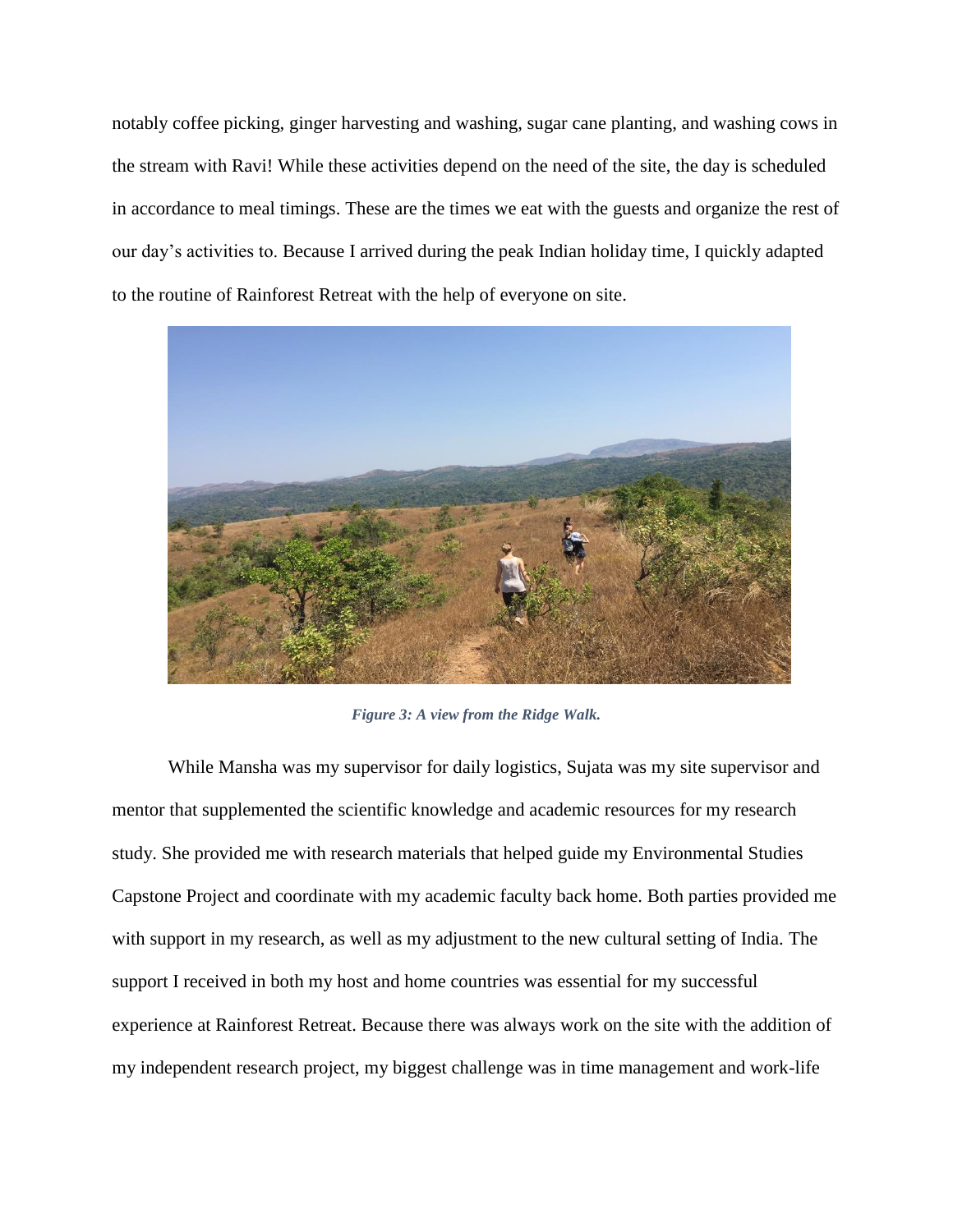notably coffee picking, ginger harvesting and washing, sugar cane planting, and washing cows in the stream with Ravi! While these activities depend on the need of the site, the day is scheduled in accordance to meal timings. These are the times we eat with the guests and organize the rest of our day's activities to. Because I arrived during the peak Indian holiday time, I quickly adapted to the routine of Rainforest Retreat with the help of everyone on site.

***Figure 3: A view from the Ridge Walk.***

While Mansha was my supervisor for daily logistics, Sujata was my site supervisor and mentor that supplemented the scientific knowledge and academic resources for my research study. She provided me with research materials that helped guide my Environmental Studies Capstone Project and coordinate with my academic faculty back home. Both parties provided me with support in my research, as well as my adjustment to the new cultural setting of India. The support I received in both my host and home countries was essential for my successful experience at Rainforest Retreat. Because there was always work on the site with the addition of my independent research project, my biggest challenge was in time management and work-life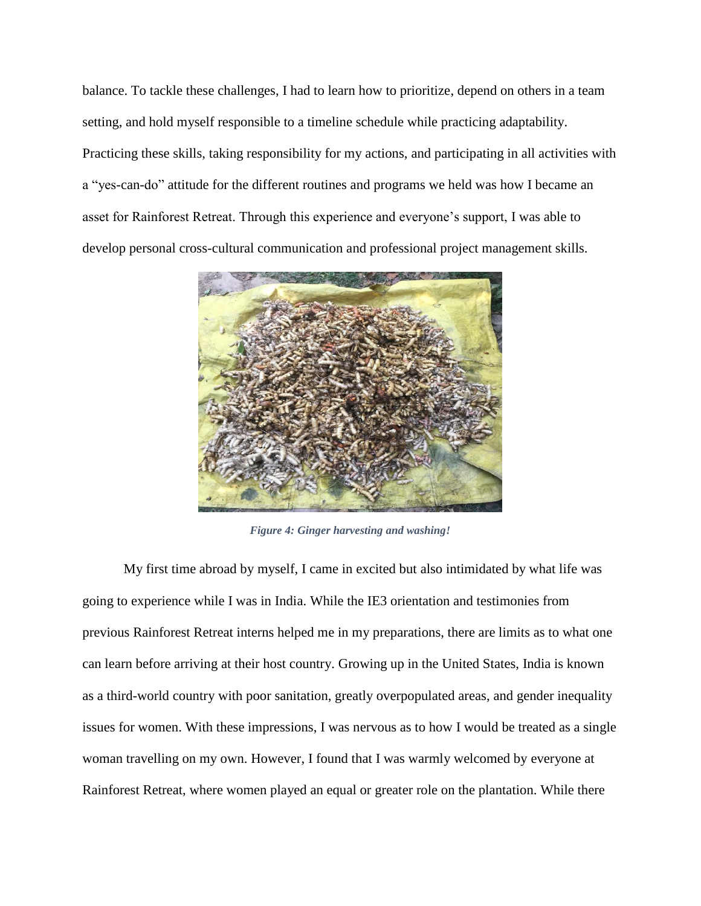balance. To tackle these challenges, I had to learn how to prioritize, depend on others in a team setting, and hold myself responsible to a timeline schedule while practicing adaptability. Practicing these skills, taking responsibility for my actions, and participating in all activities with a "yes-can-do" attitude for the different routines and programs we held was how I became an asset for Rainforest Retreat. Through this experience and everyone's support, I was able to develop personal cross-cultural communication and professional project management skills.

***Figure 4: Ginger harvesting and washing!***

My first time abroad by myself, I came in excited but also intimidated by what life was going to experience while I was in India. While the IE3 orientation and testimonies from previous Rainforest Retreat interns helped me in my preparations, there are limits as to what one can learn before arriving at their host country. Growing up in the United States, India is known as a third-world country with poor sanitation, greatly overpopulated areas, and gender inequality issues for women. With these impressions, I was nervous as to how I would be treated as a single woman travelling on my own. However, I found that I was warmly welcomed by everyone at Rainforest Retreat, where women played an equal or greater role on the plantation. While there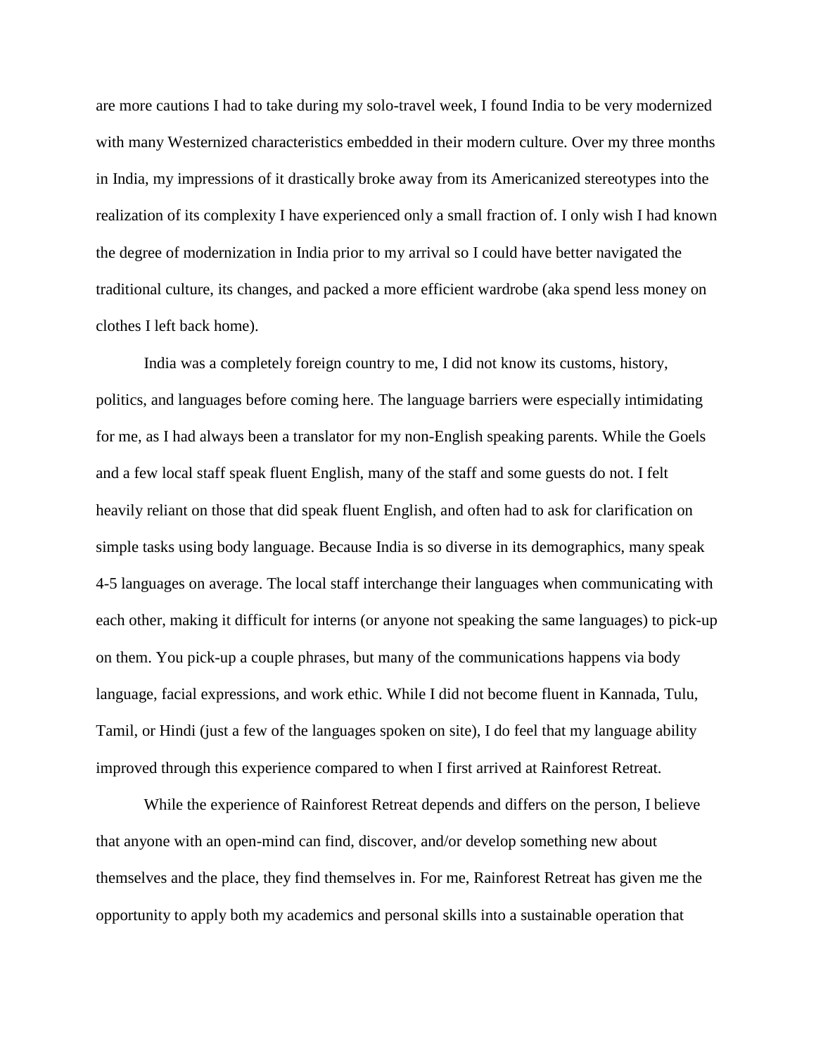are more cautions I had to take during my solo-travel week, I found India to be very modernized with many Westernized characteristics embedded in their modern culture. Over my three months in India, my impressions of it drastically broke away from its Americanized stereotypes into the realization of its complexity I have experienced only a small fraction of. I only wish I had known the degree of modernization in India prior to my arrival so I could have better navigated the traditional culture, its changes, and packed a more efficient wardrobe (aka spend less money on clothes I left back home).

India was a completely foreign country to me, I did not know its customs, history, politics, and languages before coming here. The language barriers were especially intimidating for me, as I had always been a translator for my non-English speaking parents. While the Goels and a few local staff speak fluent English, many of the staff and some guests do not. I felt heavily reliant on those that did speak fluent English, and often had to ask for clarification on simple tasks using body language. Because India is so diverse in its demographics, many speak 4-5 languages on average. The local staff interchange their languages when communicating with each other, making it difficult for interns (or anyone not speaking the same languages) to pick-up on them. You pick-up a couple phrases, but many of the communications happens via body language, facial expressions, and work ethic. While I did not become fluent in Kannada, Tulu, Tamil, or Hindi (just a few of the languages spoken on site), I do feel that my language ability improved through this experience compared to when I first arrived at Rainforest Retreat.

While the experience of Rainforest Retreat depends and differs on the person, I believe that anyone with an open-mind can find, discover, and/or develop something new about themselves and the place, they find themselves in. For me, Rainforest Retreat has given me the opportunity to apply both my academics and personal skills into a sustainable operation that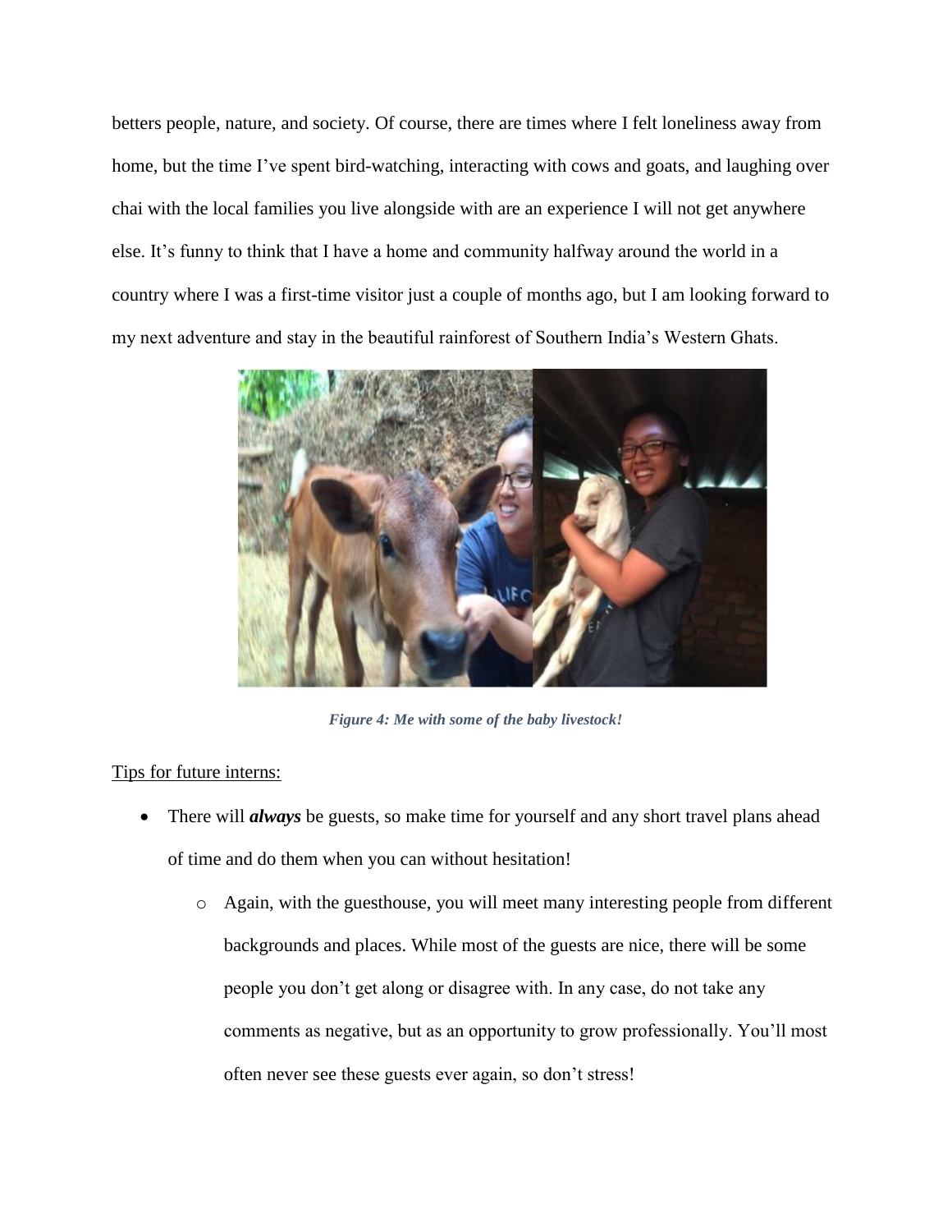betters people, nature, and society. Of course, there are times where I felt loneliness away from home, but the time I've spent bird-watching, interacting with cows and goats, and laughing over chai with the local families you live alongside with are an experience I will not get anywhere else. It's funny to think that I have a home and community halfway around the world in a country where I was a first-time visitor just a couple of months ago, but I am looking forward to my next adventure and stay in the beautiful rainforest of Southern India's Western Ghats.

***Figure 4: Me with some of the baby livestock!***

<u>Tips for future interns:</u>

- There will ***always*** be guests, so make time for yourself and any short travel plans ahead of time and do them when you can without hesitation!
  - Again, with the guesthouse, you will meet many interesting people from different backgrounds and places. While most of the guests are nice, there will be some people you don't get along or disagree with. In any case, do not take any comments as negative, but as an opportunity to grow professionally. You'll most often never see these guests ever again, so don't stress!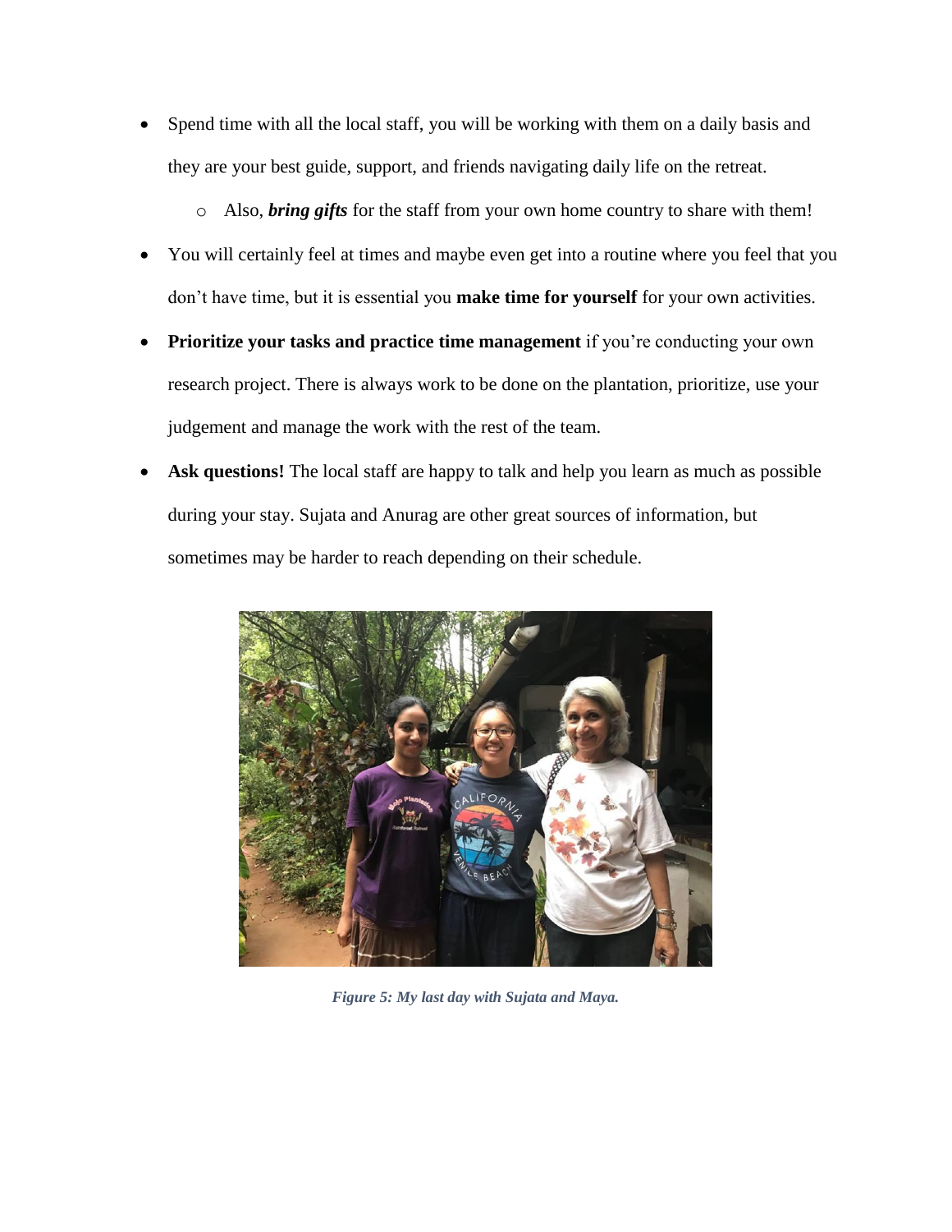- Spend time with all the local staff, you will be working with them on a daily basis and they are your best guide, support, and friends navigating daily life on the retreat.
    - Also, ***bring gifts*** for the staff from your own home country to share with them!
- You will certainly feel at times and maybe even get into a routine where you feel that you don't have time, but it is essential you **make time for yourself** for your own activities.
- **Prioritize your tasks and practice time management** if you're conducting your own research project. There is always work to be done on the plantation, prioritize, use your judgement and manage the work with the rest of the team.
- **Ask questions!** The local staff are happy to talk and help you learn as much as possible during your stay. Sujata and Anurag are other great sources of information, but sometimes may be harder to reach depending on their schedule.

***Figure 5: My last day with Sujata and Maya.***